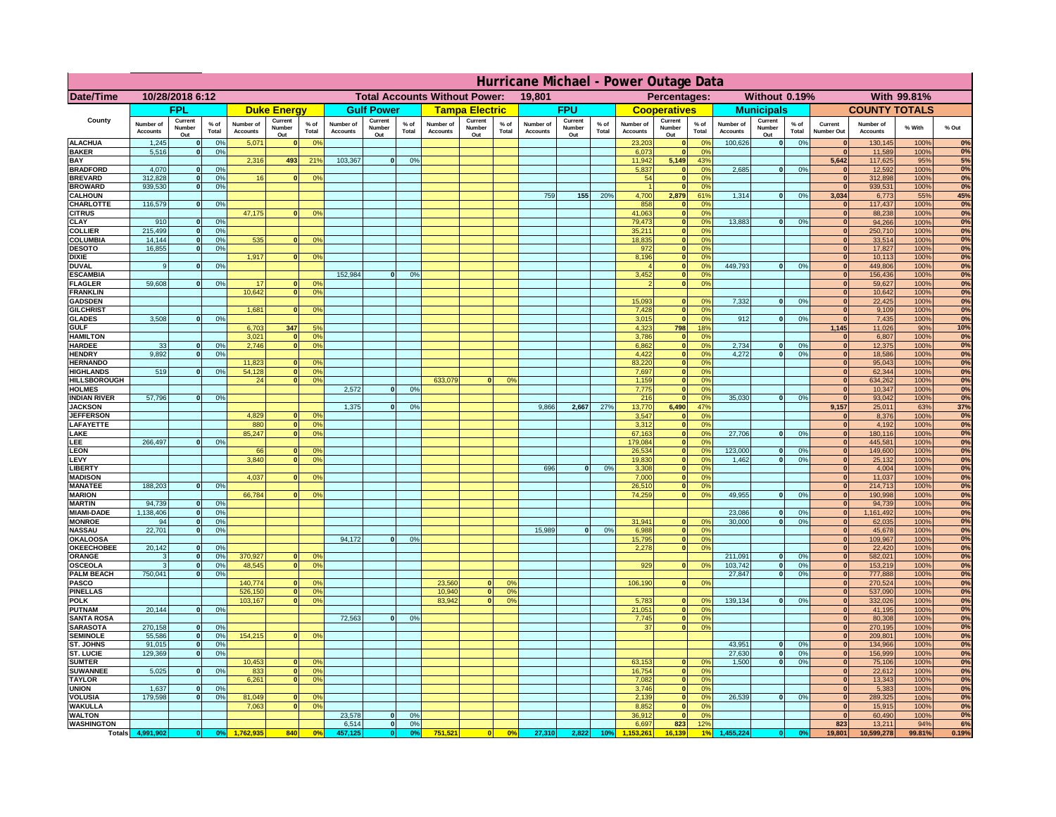# Hurricane Michael - Power Outage Data

| Date/Time | 10/28/2018 6:12 | | | | | | | Total Accounts Without Power: | | | | 19,801 | | | | Percentages: | | | Without 0.19% | | | With 99.81% | | | |
|---|---|---|---|---|---|---|---|---|---|---|---|---|---|---|---|---|---|---|---|---|---|---|---|---|---|
| | FPL | | | Duke Energy | | | Gulf Power | | | Tampa Electric | | | FPU | | | Cooperatives | | | Municipals | | | COUNTY TOTALS | | | |
| County | Number of Accounts | Current Number Out | % of Total | Number of Accounts | Current Number Out | % of Total | Number of Accounts | Current Number Out | % of Total | Number of Accounts | Current Number Out | % of Total | Number of Accounts | Current Number Out | % of Total | Number of Accounts | Current Number Out | % of Total | Number of Accounts | Current Number Out | % of Total | Current Number Out | Number of Accounts | % With | % Out |
| ALACHUA | 1,245 | 0 | 0% | 5,071 | 0 | 0% | | | | | | | | | | 23,203 | 0 | 0% | 100,626 | 0 | 0% | 0 | 130,145 | 100% | 0% |
| BAKER | 5,516 | 0 | 0% | | | | | | | | | | | | | 6,073 | 0 | 0% | | | | 0 | 11,589 | 100% | 0% |
| BAY | | | | 2,316 | 493 | 21% | 103,367 | 0 | 0% | | | | | | | 11,942 | 5,149 | 43% | | | | 5,642 | 117,625 | 95% | 5% |
| BRADFORD | 4,070 | 0 | 0% | | | | | | | | | | | | | 5,837 | 0 | 0% | 2,685 | 0 | 0% | 0 | 12,592 | 100% | 0% |
| BREVARD | 312,828 | 0 | 0% | 16 | 0 | 0% | | | | | | | | | | 54 | 0 | 0% | | | | 0 | 312,898 | 100% | 0% |
| BROWARD | 939,530 | 0 | 0% | | | | | | | | | | | | | 1 | 0 | 0% | | | | 0 | 939,531 | 100% | 0% |
| CALHOUN | | | | | | | | | | | | | 759 | 155 | 20% | 4,700 | 2,879 | 61% | 1,314 | 0 | 0% | 3,034 | 6,773 | 55% | 45% |
| CHARLOTTE | 116,579 | 0 | 0% | | | | | | | | | | | | | 858 | 0 | 0% | | | | 0 | 117,437 | 100% | 0% |
| CITRUS | | | | 47,175 | 0 | 0% | | | | | | | | | | 41,063 | 0 | 0% | | | | 0 | 88,238 | 100% | 0% |
| CLAY | 910 | 0 | 0% | | | | | | | | | | | | | 79,473 | 0 | 0% | 13,883 | 0 | 0% | 0 | 94,266 | 100% | 0% |
| COLLIER | 215,499 | 0 | 0% | | | | | | | | | | | | | 35,211 | 0 | 0% | | | | 0 | 250,710 | 100% | 0% |
| COLUMBIA | 14,144 | 0 | 0% | 535 | 0 | 0% | | | | | | | | | | 18,835 | 0 | 0% | | | | 0 | 33,514 | 100% | 0% |
| DESOTO | 16,855 | 0 | 0% | | | | | | | | | | | | | 972 | 0 | 0% | | | | 0 | 17,827 | 100% | 0% |
| DIXIE | | | | 1,917 | 0 | 0% | | | | | | | | | | 8,196 | 0 | 0% | | | | 0 | 10,113 | 100% | 0% |
| DUVAL | 9 | 0 | 0% | | | | | | | | | | | | | 4 | 0 | 0% | 449,793 | 0 | 0% | 0 | 449,806 | 100% | 0% |
| ESCAMBIA | | | | | | | 152,984 | 0 | 0% | | | | | | | 3,452 | 0 | 0% | | | | 0 | 156,436 | 100% | 0% |
| FLAGLER | 59,608 | 0 | 0% | 17 | 0 | 0% | | | | | | | | | | 2 | 0 | 0% | | | | 0 | 59,627 | 100% | 0% |
| FRANKLIN | | | | 10,642 | 0 | 0% | | | | | | | | | | | | | | | | 0 | 10,642 | 100% | 0% |
| GADSDEN | | | | | | | | | | | | | | | | 15,093 | 0 | 0% | 7,332 | 0 | 0% | 0 | 22,425 | 100% | 0% |
| GILCHRIST | | | | 1,681 | 0 | 0% | | | | | | | | | | 7,428 | 0 | 0% | | | | 0 | 9,109 | 100% | 0% |
| GLADES | 3,508 | 0 | 0% | | | | | | | | | | | | | 3,015 | 0 | 0% | 912 | 0 | 0% | 0 | 7,435 | 100% | 0% |
| GULF | | | | 6,703 | 347 | 5% | | | | | | | | | | 4,323 | 798 | 18% | | | | 1,145 | 11,026 | 90% | 10% |
| HAMILTON | | | | 3,021 | 0 | 0% | | | | | | | | | | 3,786 | 0 | 0% | | | | 0 | 6,807 | 100% | 0% |
| HARDEE | 33 | 0 | 0% | 2,746 | 0 | 0% | | | | | | | | | | 6,862 | 0 | 0% | 2,734 | 0 | 0% | 0 | 12,375 | 100% | 0% |
| HENDRY | 9,892 | 0 | 0% | | | | | | | | | | | | | 4,422 | 0 | 0% | 4,272 | 0 | 0% | 0 | 18,586 | 100% | 0% |
| HERNANDO | | | | 11,823 | 0 | 0% | | | | | | | | | | 83,220 | 0 | 0% | | | | 0 | 95,043 | 100% | 0% |
| HIGHLANDS | 519 | 0 | 0% | 54,128 | 0 | 0% | | | | | | | | | | 7,697 | 0 | 0% | | | | 0 | 62,344 | 100% | 0% |
| HILLSBOROUGH | | | | 24 | 0 | 0% | | | | 633,079 | 0 | 0% | | | | 1,159 | 0 | 0% | | | | 0 | 634,262 | 100% | 0% |
| HOLMES | | | | | | | 2,572 | 0 | 0% | | | | | | | 7,775 | 0 | 0% | | | | 0 | 10,347 | 100% | 0% |
| INDIAN RIVER | 57,796 | 0 | 0% | | | | | | | | | | | | | 216 | 0 | 0% | 35,030 | 0 | 0% | 0 | 93,042 | 100% | 0% |
| JACKSON | | | | | | | 1,375 | 0 | 0% | | | | 9,866 | 2,667 | 27% | 13,770 | 6,490 | 47% | | | | 9,157 | 25,011 | 63% | 37% |
| JEFFERSON | | | | 4,829 | 0 | 0% | | | | | | | | | | 3,547 | 0 | 0% | | | | 0 | 8,376 | 100% | 0% |
| LAFAYETTE | | | | 880 | 0 | 0% | | | | | | | | | | 3,312 | 0 | 0% | | | | 0 | 4,192 | 100% | 0% |
| LAKE | | | | 85,247 | 0 | 0% | | | | | | | | | | 67,163 | 0 | 0% | 27,706 | 0 | 0% | 0 | 180,116 | 100% | 0% |
| LEE | 266,497 | 0 | 0% | | | | | | | | | | | | | 179,084 | 0 | 0% | | | | 0 | 445,581 | 100% | 0% |
| LEON | | | | 66 | 0 | 0% | | | | | | | | | | 26,534 | 0 | 0% | 123,000 | 0 | 0% | 0 | 149,600 | 100% | 0% |
| LEVY | | | | 3,840 | 0 | 0% | | | | | | | | | | 19,830 | 0 | 0% | 1,462 | 0 | 0% | 0 | 25,132 | 100% | 0% |
| LIBERTY | | | | | | | | | | | | | 696 | 0 | 0% | 3,308 | 0 | 0% | | | | 0 | 4,004 | 100% | 0% |
| MADISON | | | | 4,037 | 0 | 0% | | | | | | | | | | 7,000 | 0 | 0% | | | | 0 | 11,037 | 100% | 0% |
| MANATEE | 188,203 | 0 | 0% | | | | | | | | | | | | | 26,510 | 0 | 0% | | | | 0 | 214,713 | 100% | 0% |
| MARION | | | | 66,784 | 0 | 0% | | | | | | | | | | 74,259 | 0 | 0% | 49,955 | 0 | 0% | 0 | 190,998 | 100% | 0% |
| MARTIN | 94,739 | 0 | 0% | | | | | | | | | | | | | | | | | | | 0 | 94,739 | 100% | 0% |
| MIAMI-DADE | 1,138,406 | 0 | 0% | | | | | | | | | | | | | | | | 23,086 | 0 | 0% | 0 | 1,161,492 | 100% | 0% |
| MONROE | 94 | 0 | 0% | | | | | | | | | | | | | 31,941 | 0 | 0% | 30,000 | 0 | 0% | 0 | 62,035 | 100% | 0% |
| NASSAU | 22,701 | 0 | 0% | | | | | | | | | | 15,989 | 0 | 0% | 6,988 | 0 | 0% | | | | 0 | 45,678 | 100% | 0% |
| OKALOOSA | | | | | | | 94,172 | 0 | 0% | | | | | | | 15,795 | 0 | 0% | | | | 0 | 109,967 | 100% | 0% |
| OKEECHOBEE | 20,142 | 0 | 0% | | | | | | | | | | | | | 2,278 | 0 | 0% | | | | 0 | 22,420 | 100% | 0% |
| ORANGE | 3 | 0 | 0% | 370,927 | 0 | 0% | | | | | | | | | | | | | 211,091 | 0 | 0% | 0 | 582,021 | 100% | 0% |
| OSCEOLA | 3 | 0 | 0% | 48,545 | 0 | 0% | | | | | | | | | | 929 | 0 | 0% | 103,742 | 0 | 0% | 0 | 153,219 | 100% | 0% |
| PALM BEACH | 750,041 | 0 | 0% | | | | | | | | | | | | | | | | 27,847 | 0 | 0% | 0 | 777,888 | 100% | 0% |
| PASCO | | | | 140,774 | 0 | 0% | | | | 23,560 | 0 | 0% | | | | 106,190 | 0 | 0% | | | | 0 | 270,524 | 100% | 0% |
| PINELLAS | | | | 526,150 | 0 | 0% | | | | 10,940 | 0 | 0% | | | | | | | | | | 0 | 537,090 | 100% | 0% |
| POLK | | | | 103,167 | 0 | 0% | | | | 83,942 | 0 | 0% | | | | 5,783 | 0 | 0% | 139,134 | 0 | 0% | 0 | 332,026 | 100% | 0% |
| PUTNAM | 20,144 | 0 | 0% | | | | | | | | | | | | | 21,051 | 0 | 0% | | | | 0 | 41,195 | 100% | 0% |
| SANTA ROSA | | | | | | | 72,563 | 0 | 0% | | | | | | | 7,745 | 0 | 0% | | | | 0 | 80,308 | 100% | 0% |
| SARASOTA | 270,158 | 0 | 0% | | | | | | | | | | | | | 37 | 0 | 0% | | | | 0 | 270,195 | 100% | 0% |
| SEMINOLE | 55,586 | 0 | 0% | 154,215 | 0 | 0% | | | | | | | | | | | | | | | | 0 | 209,801 | 100% | 0% |
| ST. JOHNS | 91,015 | 0 | 0% | | | | | | | | | | | | | | | | 43,951 | 0 | 0% | 0 | 134,966 | 100% | 0% |
| ST. LUCIE | 129,369 | 0 | 0% | | | | | | | | | | | | | | | | 27,630 | 0 | 0% | 0 | 156,999 | 100% | 0% |
| SUMTER | | | | 10,453 | 0 | 0% | | | | | | | | | | 63,153 | 0 | 0% | 1,500 | 0 | 0% | 0 | 75,106 | 100% | 0% |
| SUWANNEE | 5,025 | 0 | 0% | 833 | 0 | 0% | | | | | | | | | | 16,754 | 0 | 0% | | | | 0 | 22,612 | 100% | 0% |
| TAYLOR | | | | 6,261 | 0 | 0% | | | | | | | | | | 7,082 | 0 | 0% | | | | 0 | 13,343 | 100% | 0% |
| UNION | 1,637 | 0 | 0% | | | | | | | | | | | | | 3,746 | 0 | 0% | | | | 0 | 5,383 | 100% | 0% |
| VOLUSIA | 179,598 | 0 | 0% | 81,049 | 0 | 0% | | | | | | | | | | 2,139 | 0 | 0% | 26,539 | 0 | 0% | 0 | 289,325 | 100% | 0% |
| WAKULLA | | | | 7,063 | 0 | 0% | | | | | | | | | | 8,852 | 0 | 0% | | | | 0 | 15,915 | 100% | 0% |
| WALTON | | | | | | | 23,578 | 0 | 0% | | | | | | | 36,912 | 0 | 0% | | | | 0 | 60,490 | 100% | 0% |
| WASHINGTON | | | | | | | 6,514 | 0 | 0% | | | | | | | 6,697 | 823 | 12% | | | | 823 | 13,211 | 94% | 6% |
| Totals | 4,991,902 | 0 | 0% | 1,762,935 | 840 | 0% | 457,125 | 0 | 0% | 751,521 | 0 | 0% | 27,310 | 2,822 | 10% | 1,153,261 | 16,139 | 1% | 1,455,224 | 0 | 0% | 19,801 | 10,599,278 | 99.81% | 0.19% |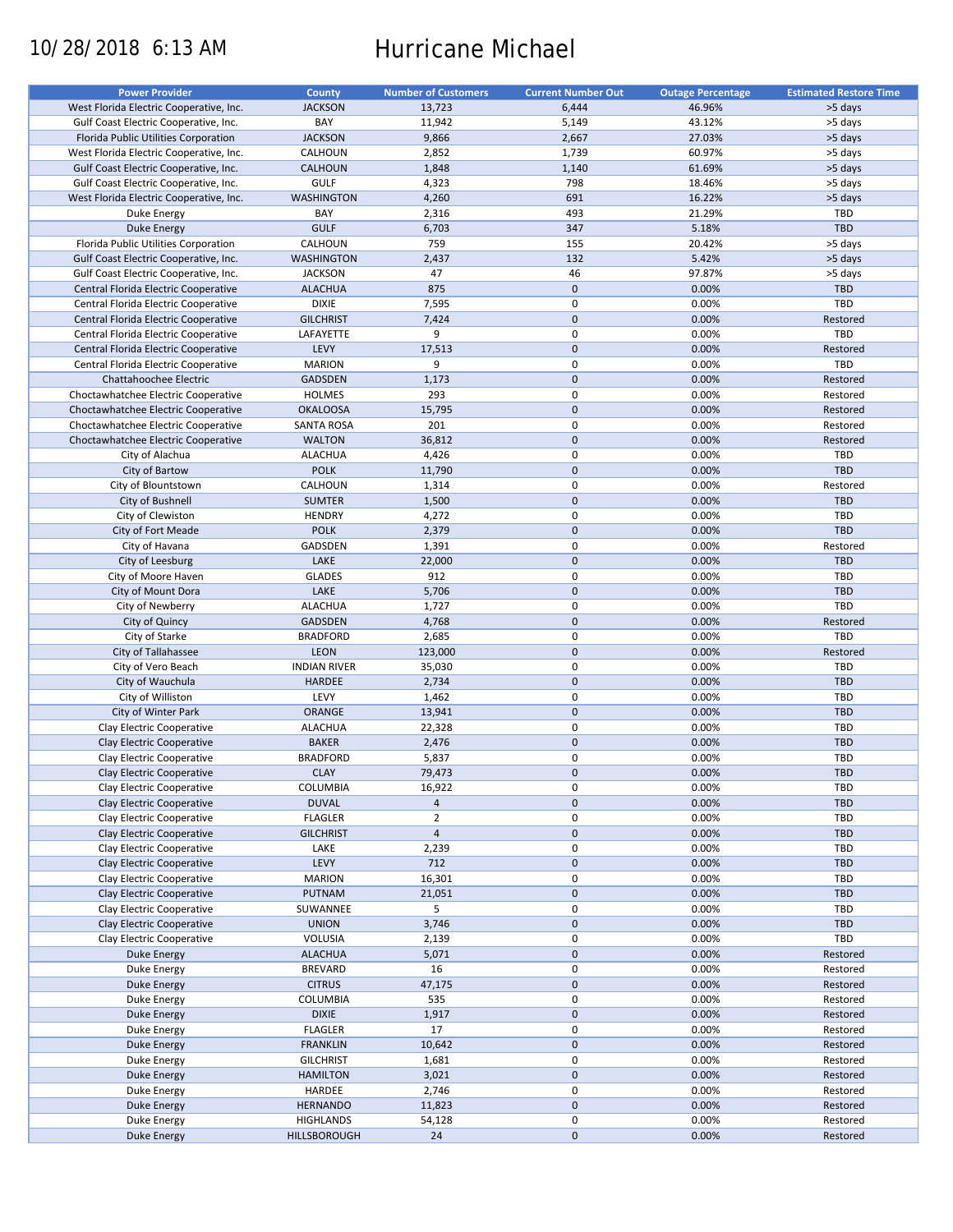10/28/2018 6:13 AM

# Hurricane Michael

| Power Provider | County | Number of Customers | Current Number Out | Outage Percentage | Estimated Restore Time |
|---|---|---|---|---|---|
| West Florida Electric Cooperative, Inc. | JACKSON | 13,723 | 6,444 | 46.96% | >5 days |
| Gulf Coast Electric Cooperative, Inc. | BAY | 11,942 | 5,149 | 43.12% | >5 days |
| Florida Public Utilities Corporation | JACKSON | 9,866 | 2,667 | 27.03% | >5 days |
| West Florida Electric Cooperative, Inc. | CALHOUN | 2,852 | 1,739 | 60.97% | >5 days |
| Gulf Coast Electric Cooperative, Inc. | CALHOUN | 1,848 | 1,140 | 61.69% | >5 days |
| Gulf Coast Electric Cooperative, Inc. | GULF | 4,323 | 798 | 18.46% | >5 days |
| West Florida Electric Cooperative, Inc. | WASHINGTON | 4,260 | 691 | 16.22% | >5 days |
| Duke Energy | BAY | 2,316 | 493 | 21.29% | TBD |
| Duke Energy | GULF | 6,703 | 347 | 5.18% | TBD |
| Florida Public Utilities Corporation | CALHOUN | 759 | 155 | 20.42% | >5 days |
| Gulf Coast Electric Cooperative, Inc. | WASHINGTON | 2,437 | 132 | 5.42% | >5 days |
| Gulf Coast Electric Cooperative, Inc. | JACKSON | 47 | 46 | 97.87% | >5 days |
| Central Florida Electric Cooperative | ALACHUA | 875 | 0 | 0.00% | TBD |
| Central Florida Electric Cooperative | DIXIE | 7,595 | 0 | 0.00% | TBD |
| Central Florida Electric Cooperative | GILCHRIST | 7,424 | 0 | 0.00% | Restored |
| Central Florida Electric Cooperative | LAFAYETTE | 9 | 0 | 0.00% | TBD |
| Central Florida Electric Cooperative | LEVY | 17,513 | 0 | 0.00% | Restored |
| Central Florida Electric Cooperative | MARION | 9 | 0 | 0.00% | TBD |
| Chattahoochee Electric | GADSDEN | 1,173 | 0 | 0.00% | Restored |
| Choctawhatchee Electric Cooperative | HOLMES | 293 | 0 | 0.00% | Restored |
| Choctawhatchee Electric Cooperative | OKALOOSA | 15,795 | 0 | 0.00% | Restored |
| Choctawhatchee Electric Cooperative | SANTA ROSA | 201 | 0 | 0.00% | Restored |
| Choctawhatchee Electric Cooperative | WALTON | 36,812 | 0 | 0.00% | Restored |
| City of Alachua | ALACHUA | 4,426 | 0 | 0.00% | TBD |
| City of Bartow | POLK | 11,790 | 0 | 0.00% | TBD |
| City of Blountstown | CALHOUN | 1,314 | 0 | 0.00% | Restored |
| City of Bushnell | SUMTER | 1,500 | 0 | 0.00% | TBD |
| City of Clewiston | HENDRY | 4,272 | 0 | 0.00% | TBD |
| City of Fort Meade | POLK | 2,379 | 0 | 0.00% | TBD |
| City of Havana | GADSDEN | 1,391 | 0 | 0.00% | Restored |
| City of Leesburg | LAKE | 22,000 | 0 | 0.00% | TBD |
| City of Moore Haven | GLADES | 912 | 0 | 0.00% | TBD |
| City of Mount Dora | LAKE | 5,706 | 0 | 0.00% | TBD |
| City of Newberry | ALACHUA | 1,727 | 0 | 0.00% | TBD |
| City of Quincy | GADSDEN | 4,768 | 0 | 0.00% | Restored |
| City of Starke | BRADFORD | 2,685 | 0 | 0.00% | TBD |
| City of Tallahassee | LEON | 123,000 | 0 | 0.00% | Restored |
| City of Vero Beach | INDIAN RIVER | 35,030 | 0 | 0.00% | TBD |
| City of Wauchula | HARDEE | 2,734 | 0 | 0.00% | TBD |
| City of Williston | LEVY | 1,462 | 0 | 0.00% | TBD |
| City of Winter Park | ORANGE | 13,941 | 0 | 0.00% | TBD |
| Clay Electric Cooperative | ALACHUA | 22,328 | 0 | 0.00% | TBD |
| Clay Electric Cooperative | BAKER | 2,476 | 0 | 0.00% | TBD |
| Clay Electric Cooperative | BRADFORD | 5,837 | 0 | 0.00% | TBD |
| Clay Electric Cooperative | CLAY | 79,473 | 0 | 0.00% | TBD |
| Clay Electric Cooperative | COLUMBIA | 16,922 | 0 | 0.00% | TBD |
| Clay Electric Cooperative | DUVAL | 4 | 0 | 0.00% | TBD |
| Clay Electric Cooperative | FLAGLER | 2 | 0 | 0.00% | TBD |
| Clay Electric Cooperative | GILCHRIST | 4 | 0 | 0.00% | TBD |
| Clay Electric Cooperative | LAKE | 2,239 | 0 | 0.00% | TBD |
| Clay Electric Cooperative | LEVY | 712 | 0 | 0.00% | TBD |
| Clay Electric Cooperative | MARION | 16,301 | 0 | 0.00% | TBD |
| Clay Electric Cooperative | PUTNAM | 21,051 | 0 | 0.00% | TBD |
| Clay Electric Cooperative | SUWANNEE | 5 | 0 | 0.00% | TBD |
| Clay Electric Cooperative | UNION | 3,746 | 0 | 0.00% | TBD |
| Clay Electric Cooperative | VOLUSIA | 2,139 | 0 | 0.00% | TBD |
| Duke Energy | ALACHUA | 5,071 | 0 | 0.00% | Restored |
| Duke Energy | BREVARD | 16 | 0 | 0.00% | Restored |
| Duke Energy | CITRUS | 47,175 | 0 | 0.00% | Restored |
| Duke Energy | COLUMBIA | 535 | 0 | 0.00% | Restored |
| Duke Energy | DIXIE | 1,917 | 0 | 0.00% | Restored |
| Duke Energy | FLAGLER | 17 | 0 | 0.00% | Restored |
| Duke Energy | FRANKLIN | 10,642 | 0 | 0.00% | Restored |
| Duke Energy | GILCHRIST | 1,681 | 0 | 0.00% | Restored |
| Duke Energy | HAMILTON | 3,021 | 0 | 0.00% | Restored |
| Duke Energy | HARDEE | 2,746 | 0 | 0.00% | Restored |
| Duke Energy | HERNANDO | 11,823 | 0 | 0.00% | Restored |
| Duke Energy | HIGHLANDS | 54,128 | 0 | 0.00% | Restored |
| Duke Energy | HILLSBOROUGH | 24 | 0 | 0.00% | Restored |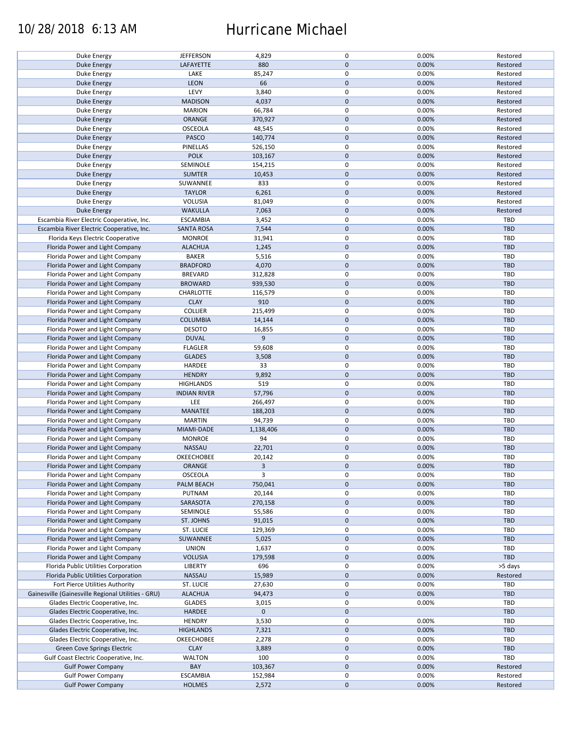10/28/2018 6:13 AM Hurricane Michael

| | | | | | |
|---|---|---|---|---|---|
| Duke Energy | JEFFERSON | 4,829 | 0 | 0.00% | Restored |
| Duke Energy | LAFAYETTE | 880 | 0 | 0.00% | Restored |
| Duke Energy | LAKE | 85,247 | 0 | 0.00% | Restored |
| Duke Energy | LEON | 66 | 0 | 0.00% | Restored |
| Duke Energy | LEVY | 3,840 | 0 | 0.00% | Restored |
| Duke Energy | MADISON | 4,037 | 0 | 0.00% | Restored |
| Duke Energy | MARION | 66,784 | 0 | 0.00% | Restored |
| Duke Energy | ORANGE | 370,927 | 0 | 0.00% | Restored |
| Duke Energy | OSCEOLA | 48,545 | 0 | 0.00% | Restored |
| Duke Energy | PASCO | 140,774 | 0 | 0.00% | Restored |
| Duke Energy | PINELLAS | 526,150 | 0 | 0.00% | Restored |
| Duke Energy | POLK | 103,167 | 0 | 0.00% | Restored |
| Duke Energy | SEMINOLE | 154,215 | 0 | 0.00% | Restored |
| Duke Energy | SUMTER | 10,453 | 0 | 0.00% | Restored |
| Duke Energy | SUWANNEE | 833 | 0 | 0.00% | Restored |
| Duke Energy | TAYLOR | 6,261 | 0 | 0.00% | Restored |
| Duke Energy | VOLUSIA | 81,049 | 0 | 0.00% | Restored |
| Duke Energy | WAKULLA | 7,063 | 0 | 0.00% | Restored |
| Escambia River Electric Cooperative, Inc. | ESCAMBIA | 3,452 | 0 | 0.00% | TBD |
| Escambia River Electric Cooperative, Inc. | SANTA ROSA | 7,544 | 0 | 0.00% | TBD |
| Florida Keys Electric Cooperative | MONROE | 31,941 | 0 | 0.00% | TBD |
| Florida Power and Light Company | ALACHUA | 1,245 | 0 | 0.00% | TBD |
| Florida Power and Light Company | BAKER | 5,516 | 0 | 0.00% | TBD |
| Florida Power and Light Company | BRADFORD | 4,070 | 0 | 0.00% | TBD |
| Florida Power and Light Company | BREVARD | 312,828 | 0 | 0.00% | TBD |
| Florida Power and Light Company | BROWARD | 939,530 | 0 | 0.00% | TBD |
| Florida Power and Light Company | CHARLOTTE | 116,579 | 0 | 0.00% | TBD |
| Florida Power and Light Company | CLAY | 910 | 0 | 0.00% | TBD |
| Florida Power and Light Company | COLLIER | 215,499 | 0 | 0.00% | TBD |
| Florida Power and Light Company | COLUMBIA | 14,144 | 0 | 0.00% | TBD |
| Florida Power and Light Company | DESOTO | 16,855 | 0 | 0.00% | TBD |
| Florida Power and Light Company | DUVAL | 9 | 0 | 0.00% | TBD |
| Florida Power and Light Company | FLAGLER | 59,608 | 0 | 0.00% | TBD |
| Florida Power and Light Company | GLADES | 3,508 | 0 | 0.00% | TBD |
| Florida Power and Light Company | HARDEE | 33 | 0 | 0.00% | TBD |
| Florida Power and Light Company | HENDRY | 9,892 | 0 | 0.00% | TBD |
| Florida Power and Light Company | HIGHLANDS | 519 | 0 | 0.00% | TBD |
| Florida Power and Light Company | INDIAN RIVER | 57,796 | 0 | 0.00% | TBD |
| Florida Power and Light Company | LEE | 266,497 | 0 | 0.00% | TBD |
| Florida Power and Light Company | MANATEE | 188,203 | 0 | 0.00% | TBD |
| Florida Power and Light Company | MARTIN | 94,739 | 0 | 0.00% | TBD |
| Florida Power and Light Company | MIAMI-DADE | 1,138,406 | 0 | 0.00% | TBD |
| Florida Power and Light Company | MONROE | 94 | 0 | 0.00% | TBD |
| Florida Power and Light Company | NASSAU | 22,701 | 0 | 0.00% | TBD |
| Florida Power and Light Company | OKEECHOBEE | 20,142 | 0 | 0.00% | TBD |
| Florida Power and Light Company | ORANGE | 3 | 0 | 0.00% | TBD |
| Florida Power and Light Company | OSCEOLA | 3 | 0 | 0.00% | TBD |
| Florida Power and Light Company | PALM BEACH | 750,041 | 0 | 0.00% | TBD |
| Florida Power and Light Company | PUTNAM | 20,144 | 0 | 0.00% | TBD |
| Florida Power and Light Company | SARASOTA | 270,158 | 0 | 0.00% | TBD |
| Florida Power and Light Company | SEMINOLE | 55,586 | 0 | 0.00% | TBD |
| Florida Power and Light Company | ST. JOHNS | 91,015 | 0 | 0.00% | TBD |
| Florida Power and Light Company | ST. LUCIE | 129,369 | 0 | 0.00% | TBD |
| Florida Power and Light Company | SUWANNEE | 5,025 | 0 | 0.00% | TBD |
| Florida Power and Light Company | UNION | 1,637 | 0 | 0.00% | TBD |
| Florida Power and Light Company | VOLUSIA | 179,598 | 0 | 0.00% | TBD |
| Florida Public Utilities Corporation | LIBERTY | 696 | 0 | 0.00% | >5 days |
| Florida Public Utilities Corporation | NASSAU | 15,989 | 0 | 0.00% | Restored |
| Fort Pierce Utilities Authority | ST. LUCIE | 27,630 | 0 | 0.00% | TBD |
| Gainesville (Gainesville Regional Utilities - GRU) | ALACHUA | 94,473 | 0 | 0.00% | TBD |
| Glades Electric Cooperative, Inc. | GLADES | 3,015 | 0 | 0.00% | TBD |
| Glades Electric Cooperative, Inc. | HARDEE | 0 | 0 | | TBD |
| Glades Electric Cooperative, Inc. | HENDRY | 3,530 | 0 | 0.00% | TBD |
| Glades Electric Cooperative, Inc. | HIGHLANDS | 7,321 | 0 | 0.00% | TBD |
| Glades Electric Cooperative, Inc. | OKEECHOBEE | 2,278 | 0 | 0.00% | TBD |
| Green Cove Springs Electric | CLAY | 3,889 | 0 | 0.00% | TBD |
| Gulf Coast Electric Cooperative, Inc. | WALTON | 100 | 0 | 0.00% | TBD |
| Gulf Power Company | BAY | 103,367 | 0 | 0.00% | Restored |
| Gulf Power Company | ESCAMBIA | 152,984 | 0 | 0.00% | Restored |
| Gulf Power Company | HOLMES | 2,572 | 0 | 0.00% | Restored |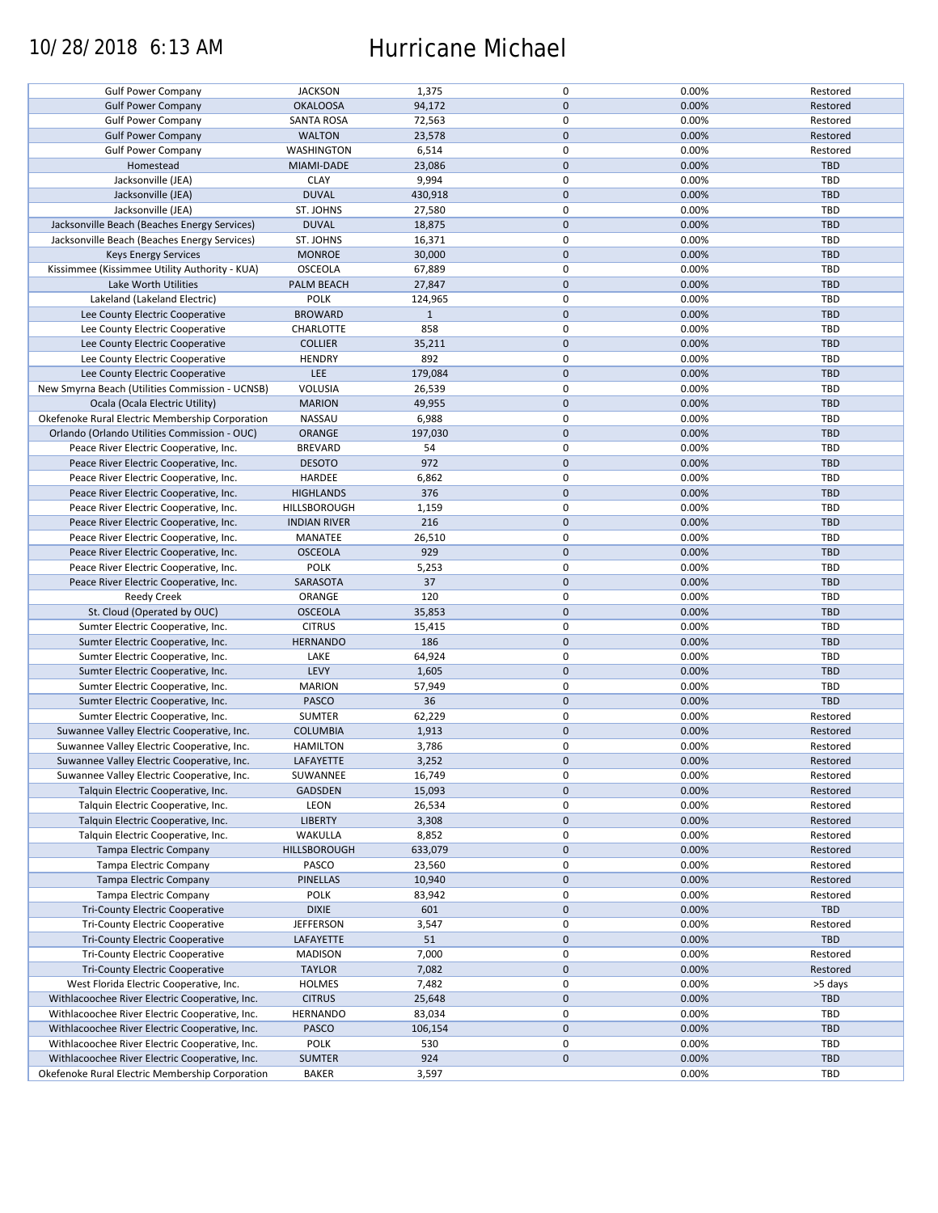10/28/2018 6:13 AM Hurricane Michael

| | | | | | |
|---|---|---|---|---|---|
| Gulf Power Company | JACKSON | 1,375 | 0 | 0.00% | Restored |
| Gulf Power Company | OKALOOSA | 94,172 | 0 | 0.00% | Restored |
| Gulf Power Company | SANTA ROSA | 72,563 | 0 | 0.00% | Restored |
| Gulf Power Company | WALTON | 23,578 | 0 | 0.00% | Restored |
| Gulf Power Company | WASHINGTON | 6,514 | 0 | 0.00% | Restored |
| Homestead | MIAMI-DADE | 23,086 | 0 | 0.00% | TBD |
| Jacksonville (JEA) | CLAY | 9,994 | 0 | 0.00% | TBD |
| Jacksonville (JEA) | DUVAL | 430,918 | 0 | 0.00% | TBD |
| Jacksonville (JEA) | ST. JOHNS | 27,580 | 0 | 0.00% | TBD |
| Jacksonville Beach (Beaches Energy Services) | DUVAL | 18,875 | 0 | 0.00% | TBD |
| Jacksonville Beach (Beaches Energy Services) | ST. JOHNS | 16,371 | 0 | 0.00% | TBD |
| Keys Energy Services | MONROE | 30,000 | 0 | 0.00% | TBD |
| Kissimmee (Kissimmee Utility Authority - KUA) | OSCEOLA | 67,889 | 0 | 0.00% | TBD |
| Lake Worth Utilities | PALM BEACH | 27,847 | 0 | 0.00% | TBD |
| Lakeland (Lakeland Electric) | POLK | 124,965 | 0 | 0.00% | TBD |
| Lee County Electric Cooperative | BROWARD | 1 | 0 | 0.00% | TBD |
| Lee County Electric Cooperative | CHARLOTTE | 858 | 0 | 0.00% | TBD |
| Lee County Electric Cooperative | COLLIER | 35,211 | 0 | 0.00% | TBD |
| Lee County Electric Cooperative | HENDRY | 892 | 0 | 0.00% | TBD |
| Lee County Electric Cooperative | LEE | 179,084 | 0 | 0.00% | TBD |
| New Smyrna Beach (Utilities Commission - UCNSB) | VOLUSIA | 26,539 | 0 | 0.00% | TBD |
| Ocala (Ocala Electric Utility) | MARION | 49,955 | 0 | 0.00% | TBD |
| Okefenoke Rural Electric Membership Corporation | NASSAU | 6,988 | 0 | 0.00% | TBD |
| Orlando (Orlando Utilities Commission - OUC) | ORANGE | 197,030 | 0 | 0.00% | TBD |
| Peace River Electric Cooperative, Inc. | BREVARD | 54 | 0 | 0.00% | TBD |
| Peace River Electric Cooperative, Inc. | DESOTO | 972 | 0 | 0.00% | TBD |
| Peace River Electric Cooperative, Inc. | HARDEE | 6,862 | 0 | 0.00% | TBD |
| Peace River Electric Cooperative, Inc. | HIGHLANDS | 376 | 0 | 0.00% | TBD |
| Peace River Electric Cooperative, Inc. | HILLSBOROUGH | 1,159 | 0 | 0.00% | TBD |
| Peace River Electric Cooperative, Inc. | INDIAN RIVER | 216 | 0 | 0.00% | TBD |
| Peace River Electric Cooperative, Inc. | MANATEE | 26,510 | 0 | 0.00% | TBD |
| Peace River Electric Cooperative, Inc. | OSCEOLA | 929 | 0 | 0.00% | TBD |
| Peace River Electric Cooperative, Inc. | POLK | 5,253 | 0 | 0.00% | TBD |
| Peace River Electric Cooperative, Inc. | SARASOTA | 37 | 0 | 0.00% | TBD |
| Reedy Creek | ORANGE | 120 | 0 | 0.00% | TBD |
| St. Cloud (Operated by OUC) | OSCEOLA | 35,853 | 0 | 0.00% | TBD |
| Sumter Electric Cooperative, Inc. | CITRUS | 15,415 | 0 | 0.00% | TBD |
| Sumter Electric Cooperative, Inc. | HERNANDO | 186 | 0 | 0.00% | TBD |
| Sumter Electric Cooperative, Inc. | LAKE | 64,924 | 0 | 0.00% | TBD |
| Sumter Electric Cooperative, Inc. | LEVY | 1,605 | 0 | 0.00% | TBD |
| Sumter Electric Cooperative, Inc. | MARION | 57,949 | 0 | 0.00% | TBD |
| Sumter Electric Cooperative, Inc. | PASCO | 36 | 0 | 0.00% | TBD |
| Sumter Electric Cooperative, Inc. | SUMTER | 62,229 | 0 | 0.00% | Restored |
| Suwannee Valley Electric Cooperative, Inc. | COLUMBIA | 1,913 | 0 | 0.00% | Restored |
| Suwannee Valley Electric Cooperative, Inc. | HAMILTON | 3,786 | 0 | 0.00% | Restored |
| Suwannee Valley Electric Cooperative, Inc. | LAFAYETTE | 3,252 | 0 | 0.00% | Restored |
| Suwannee Valley Electric Cooperative, Inc. | SUWANNEE | 16,749 | 0 | 0.00% | Restored |
| Talquin Electric Cooperative, Inc. | GADSDEN | 15,093 | 0 | 0.00% | Restored |
| Talquin Electric Cooperative, Inc. | LEON | 26,534 | 0 | 0.00% | Restored |
| Talquin Electric Cooperative, Inc. | LIBERTY | 3,308 | 0 | 0.00% | Restored |
| Talquin Electric Cooperative, Inc. | WAKULLA | 8,852 | 0 | 0.00% | Restored |
| Tampa Electric Company | HILLSBOROUGH | 633,079 | 0 | 0.00% | Restored |
| Tampa Electric Company | PASCO | 23,560 | 0 | 0.00% | Restored |
| Tampa Electric Company | PINELLAS | 10,940 | 0 | 0.00% | Restored |
| Tampa Electric Company | POLK | 83,942 | 0 | 0.00% | Restored |
| Tri-County Electric Cooperative | DIXIE | 601 | 0 | 0.00% | TBD |
| Tri-County Electric Cooperative | JEFFERSON | 3,547 | 0 | 0.00% | Restored |
| Tri-County Electric Cooperative | LAFAYETTE | 51 | 0 | 0.00% | TBD |
| Tri-County Electric Cooperative | MADISON | 7,000 | 0 | 0.00% | Restored |
| Tri-County Electric Cooperative | TAYLOR | 7,082 | 0 | 0.00% | Restored |
| West Florida Electric Cooperative, Inc. | HOLMES | 7,482 | 0 | 0.00% | >5 days |
| Withlacoochee River Electric Cooperative, Inc. | CITRUS | 25,648 | 0 | 0.00% | TBD |
| Withlacoochee River Electric Cooperative, Inc. | HERNANDO | 83,034 | 0 | 0.00% | TBD |
| Withlacoochee River Electric Cooperative, Inc. | PASCO | 106,154 | 0 | 0.00% | TBD |
| Withlacoochee River Electric Cooperative, Inc. | POLK | 530 | 0 | 0.00% | TBD |
| Withlacoochee River Electric Cooperative, Inc. | SUMTER | 924 | 0 | 0.00% | TBD |
| Okefenoke Rural Electric Membership Corporation | BAKER | 3,597 | | 0.00% | TBD |